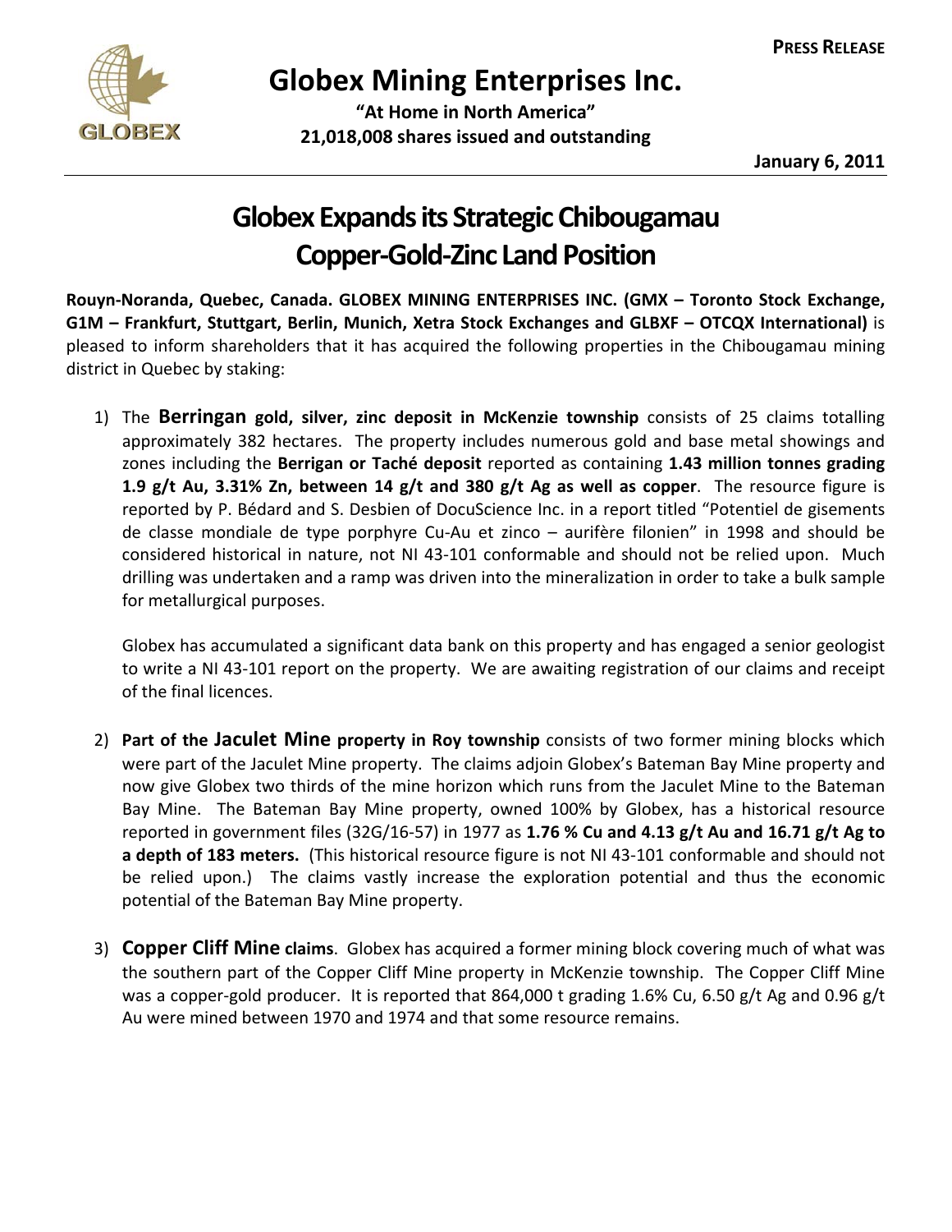**PRESS RELEASE**

# Globex Mining Enterprises Inc.

**"At Home in North America"**
**21,018,008 shares issued and outstanding**

**January 6, 2011**

## Globex Expands its Strategic Chibougamau Copper-Gold-Zinc Land Position

**Rouyn-Noranda, Quebec, Canada. GLOBEX MINING ENTERPRISES INC. (GMX – Toronto Stock Exchange, G1M – Frankfurt, Stuttgart, Berlin, Munich, Xetra Stock Exchanges and GLBXF – OTCQX International)** is pleased to inform shareholders that it has acquired the following properties in the Chibougamau mining district in Quebec by staking:

1) The **Berringan gold, silver, zinc deposit in McKenzie township** consists of 25 claims totalling approximately 382 hectares. The property includes numerous gold and base metal showings and zones including the **Berrigan or Taché deposit** reported as containing **1.43 million tonnes grading 1.9 g/t Au, 3.31% Zn, between 14 g/t and 380 g/t Ag as well as copper**. The resource figure is reported by P. Bédard and S. Desbien of DocuScience Inc. in a report titled "Potentiel de gisements de classe mondiale de type porphyre Cu-Au et zinco – aurifère filonien" in 1998 and should be considered historical in nature, not NI 43-101 conformable and should not be relied upon. Much drilling was undertaken and a ramp was driven into the mineralization in order to take a bulk sample for metallurgical purposes.

   Globex has accumulated a significant data bank on this property and has engaged a senior geologist to write a NI 43-101 report on the property. We are awaiting registration of our claims and receipt of the final licences.

2) **Part of the Jaculet Mine property in Roy township** consists of two former mining blocks which were part of the Jaculet Mine property. The claims adjoin Globex's Bateman Bay Mine property and now give Globex two thirds of the mine horizon which runs from the Jaculet Mine to the Bateman Bay Mine. The Bateman Bay Mine property, owned 100% by Globex, has a historical resource reported in government files (32G/16-57) in 1977 as **1.76 % Cu and 4.13 g/t Au and 16.71 g/t Ag to a depth of 183 meters.** (This historical resource figure is not NI 43-101 conformable and should not be relied upon.) The claims vastly increase the exploration potential and thus the economic potential of the Bateman Bay Mine property.

3) **Copper Cliff Mine claims**. Globex has acquired a former mining block covering much of what was the southern part of the Copper Cliff Mine property in McKenzie township. The Copper Cliff Mine was a copper-gold producer. It is reported that 864,000 t grading 1.6% Cu, 6.50 g/t Ag and 0.96 g/t Au were mined between 1970 and 1974 and that some resource remains.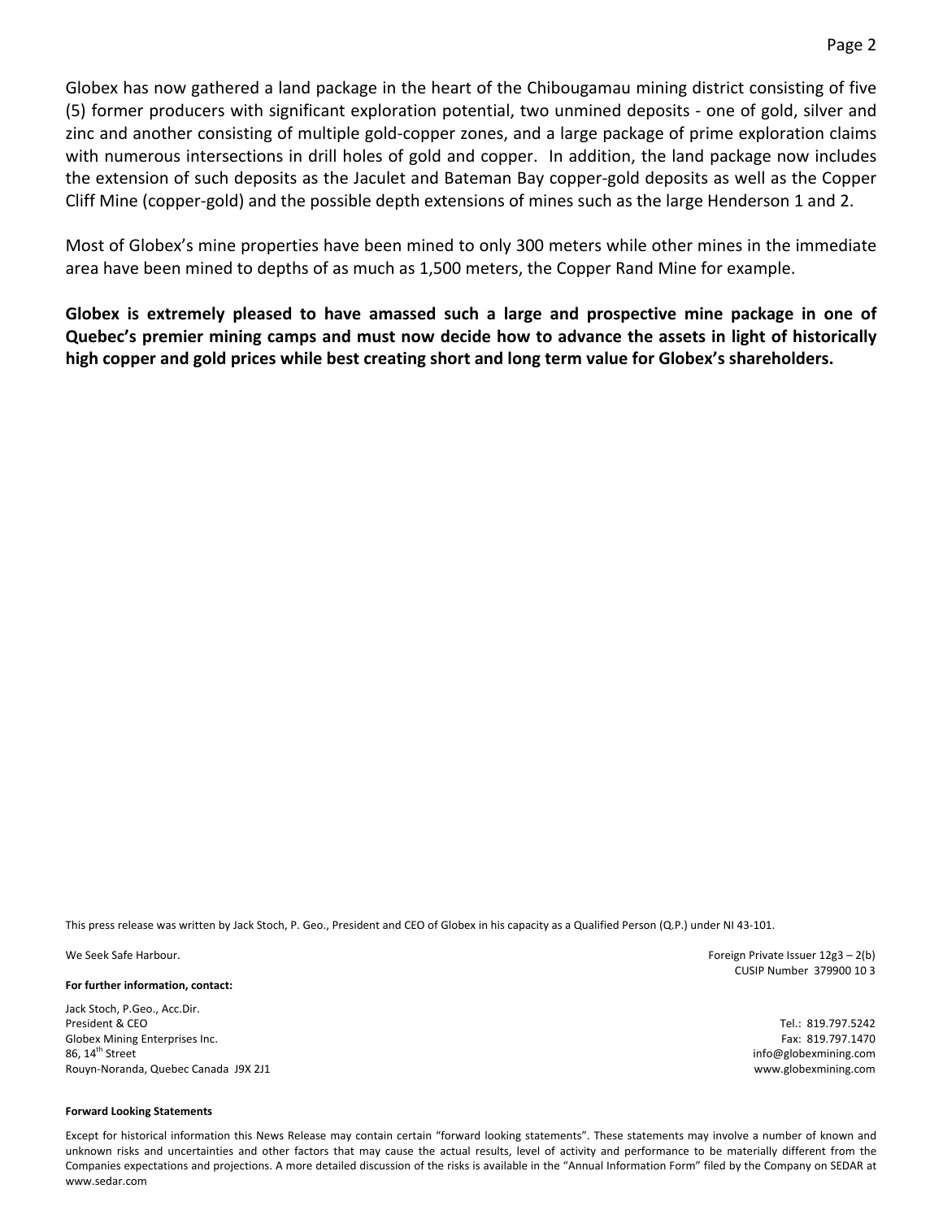Globex has now gathered a land package in the heart of the Chibougamau mining district consisting of five (5) former producers with significant exploration potential, two unmined deposits - one of gold, silver and zinc and another consisting of multiple gold-copper zones, and a large package of prime exploration claims with numerous intersections in drill holes of gold and copper. In addition, the land package now includes the extension of such deposits as the Jaculet and Bateman Bay copper-gold deposits as well as the Copper Cliff Mine (copper-gold) and the possible depth extensions of mines such as the large Henderson 1 and 2.

Most of Globex's mine properties have been mined to only 300 meters while other mines in the immediate area have been mined to depths of as much as 1,500 meters, the Copper Rand Mine for example.

**Globex is extremely pleased to have amassed such a large and prospective mine package in one of Quebec's premier mining camps and must now decide how to advance the assets in light of historically high copper and gold prices while best creating short and long term value for Globex's shareholders.**

This press release was written by Jack Stoch, P. Geo., President and CEO of Globex in his capacity as a Qualified Person (Q.P.) under NI 43-101.

We Seek Safe Harbour.

Foreign Private Issuer 12g3 – 2(b)
CUSIP Number 379900 10 3

**For further information, contact:**

Jack Stoch, P.Geo., Acc.Dir.
President & CEO
Globex Mining Enterprises Inc.
86, 14th Street
Rouyn-Noranda, Quebec Canada J9X 2J1

Tel.: 819.797.5242
Fax: 819.797.1470
info@globexmining.com
www.globexmining.com

**Forward Looking Statements**

Except for historical information this News Release may contain certain "forward looking statements". These statements may involve a number of known and unknown risks and uncertainties and other factors that may cause the actual results, level of activity and performance to be materially different from the Companies expectations and projections. A more detailed discussion of the risks is available in the "Annual Information Form" filed by the Company on SEDAR at www.sedar.com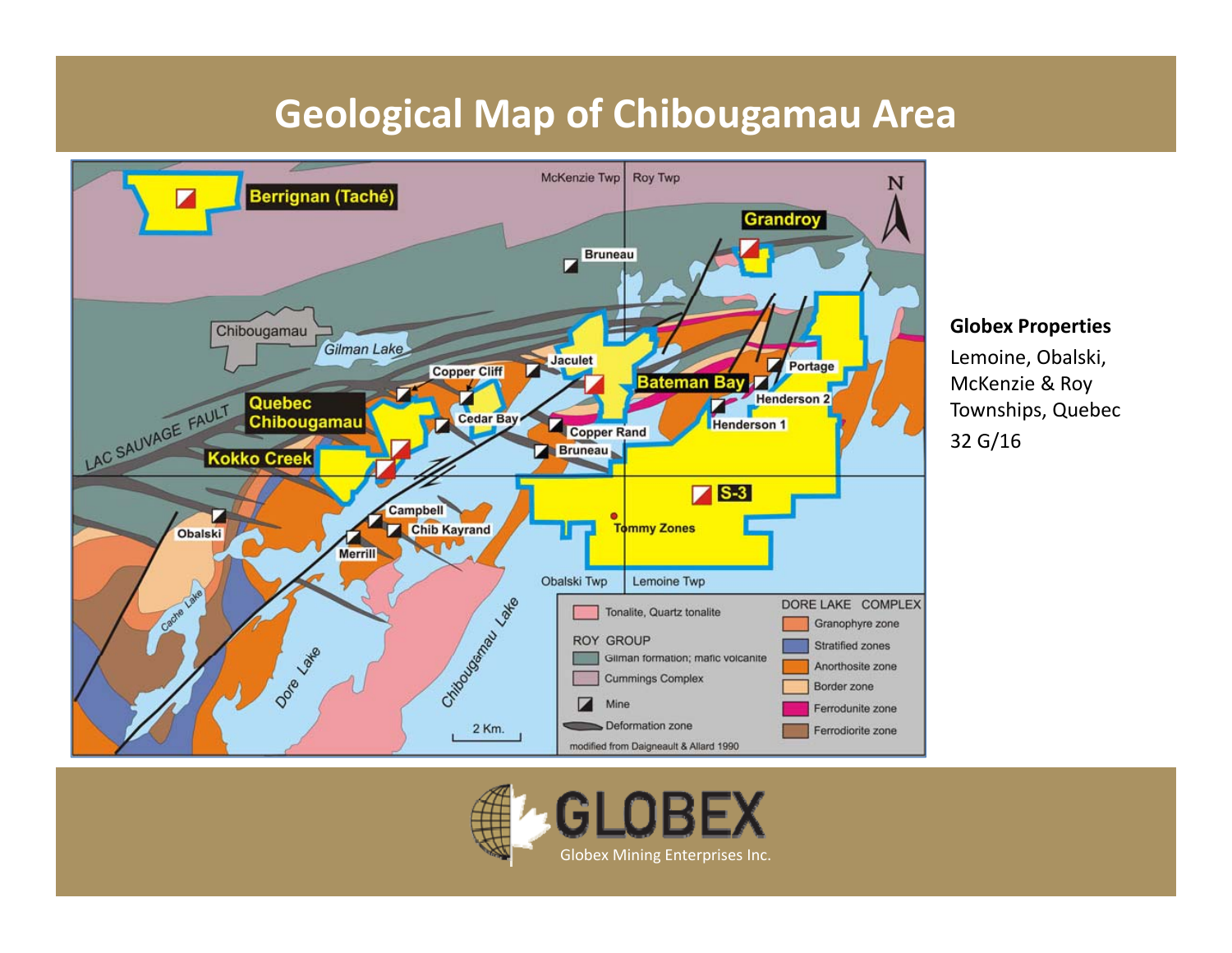# Geological Map of Chibougamau Area

Berrignan (Taché)
Grandroy
McKenzie Twp
Roy Twp
N
Bruneau
Chibougamau
Gilman Lake
Jaculet
Copper Cliff
Bateman Bay
Portage
Henderson 2
Henderson 1
Quebec Chibougamau
Cedar Bay
Copper Rand
Bruneau
LAC SAUVAGE FAULT
Kokko Creek
S-3
Tommy Zones
Obalski
Campbell
Chib Kayrand
Merrill
Cache Lake
Dore Lake
Chibougamau Lake
Obalski Twp
Lemoine Twp
2 Km.

Tonalite, Quartz tonalite
ROY GROUP
Gilman formation; mafic volcanite
Cummings Complex
Mine
Deformation zone
modified from Daigneault & Allard 1990

DORE LAKE COMPLEX
Granophyre zone
Stratified zones
Anorthosite zone
Border zone
Ferrodunite zone
Ferrodiorite zone

**Globex Properties**

Lemoine, Obalski, McKenzie & Roy Townships, Quebec

32 G/16

GLOBEX
Globex Mining Enterprises Inc.